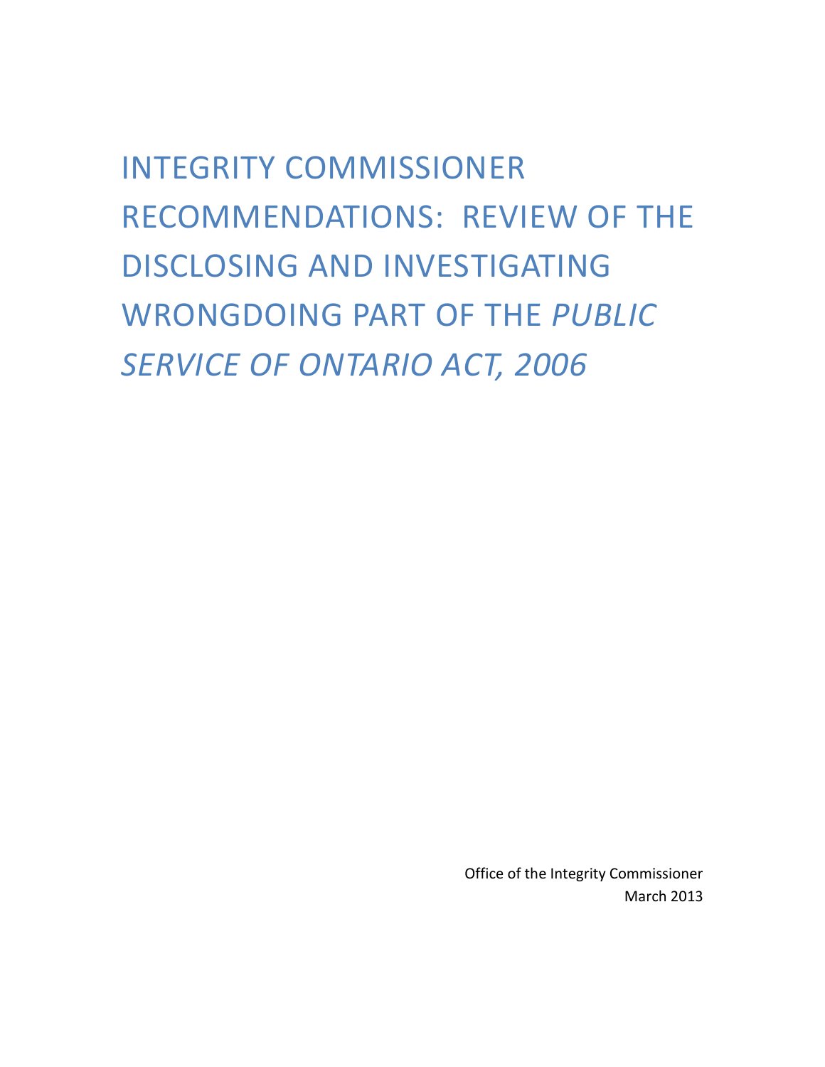# INTEGRITY COMMISSIONER RECOMMENDATIONS: REVIEW OF THE DISCLOSING AND INVESTIGATING WRONGDOING PART OF THE *PUBLIC SERVICE OF ONTARIO ACT, 2006*

Office of the Integrity Commissioner
March 2013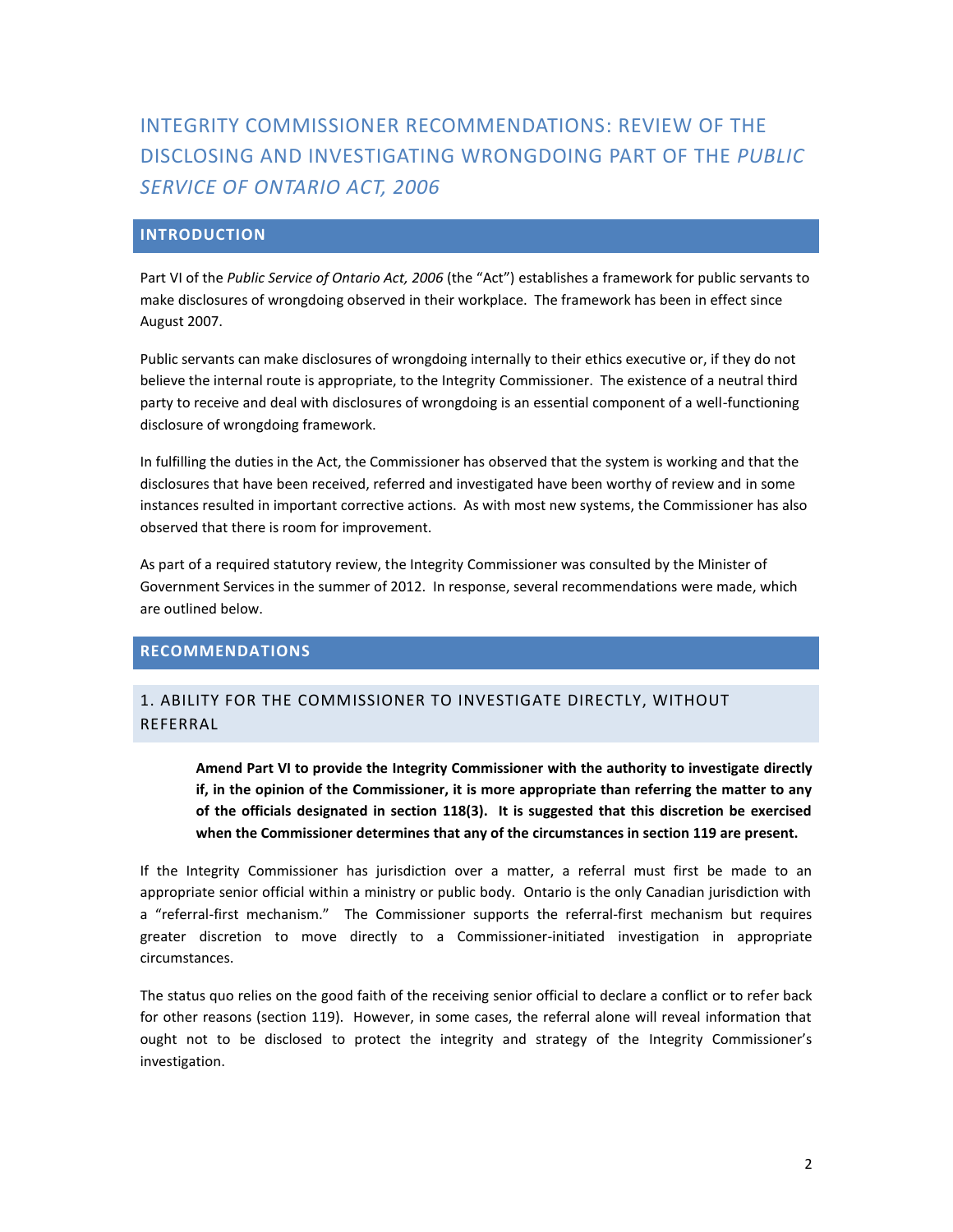# INTEGRITY COMMISSIONER RECOMMENDATIONS: REVIEW OF THE DISCLOSING AND INVESTIGATING WRONGDOING PART OF THE *PUBLIC SERVICE OF ONTARIO ACT, 2006*

## INTRODUCTION

Part VI of the *Public Service of Ontario Act, 2006* (the "Act") establishes a framework for public servants to make disclosures of wrongdoing observed in their workplace. The framework has been in effect since August 2007.

Public servants can make disclosures of wrongdoing internally to their ethics executive or, if they do not believe the internal route is appropriate, to the Integrity Commissioner. The existence of a neutral third party to receive and deal with disclosures of wrongdoing is an essential component of a well-functioning disclosure of wrongdoing framework.

In fulfilling the duties in the Act, the Commissioner has observed that the system is working and that the disclosures that have been received, referred and investigated have been worthy of review and in some instances resulted in important corrective actions. As with most new systems, the Commissioner has also observed that there is room for improvement.

As part of a required statutory review, the Integrity Commissioner was consulted by the Minister of Government Services in the summer of 2012. In response, several recommendations were made, which are outlined below.

## RECOMMENDATIONS

### 1. ABILITY FOR THE COMMISSIONER TO INVESTIGATE DIRECTLY, WITHOUT REFERRAL

> **Amend Part VI to provide the Integrity Commissioner with the authority to investigate directly if, in the opinion of the Commissioner, it is more appropriate than referring the matter to any of the officials designated in section 118(3). It is suggested that this discretion be exercised when the Commissioner determines that any of the circumstances in section 119 are present.**

If the Integrity Commissioner has jurisdiction over a matter, a referral must first be made to an appropriate senior official within a ministry or public body. Ontario is the only Canadian jurisdiction with a "referral-first mechanism." The Commissioner supports the referral-first mechanism but requires greater discretion to move directly to a Commissioner-initiated investigation in appropriate circumstances.

The status quo relies on the good faith of the receiving senior official to declare a conflict or to refer back for other reasons (section 119). However, in some cases, the referral alone will reveal information that ought not to be disclosed to protect the integrity and strategy of the Integrity Commissioner's investigation.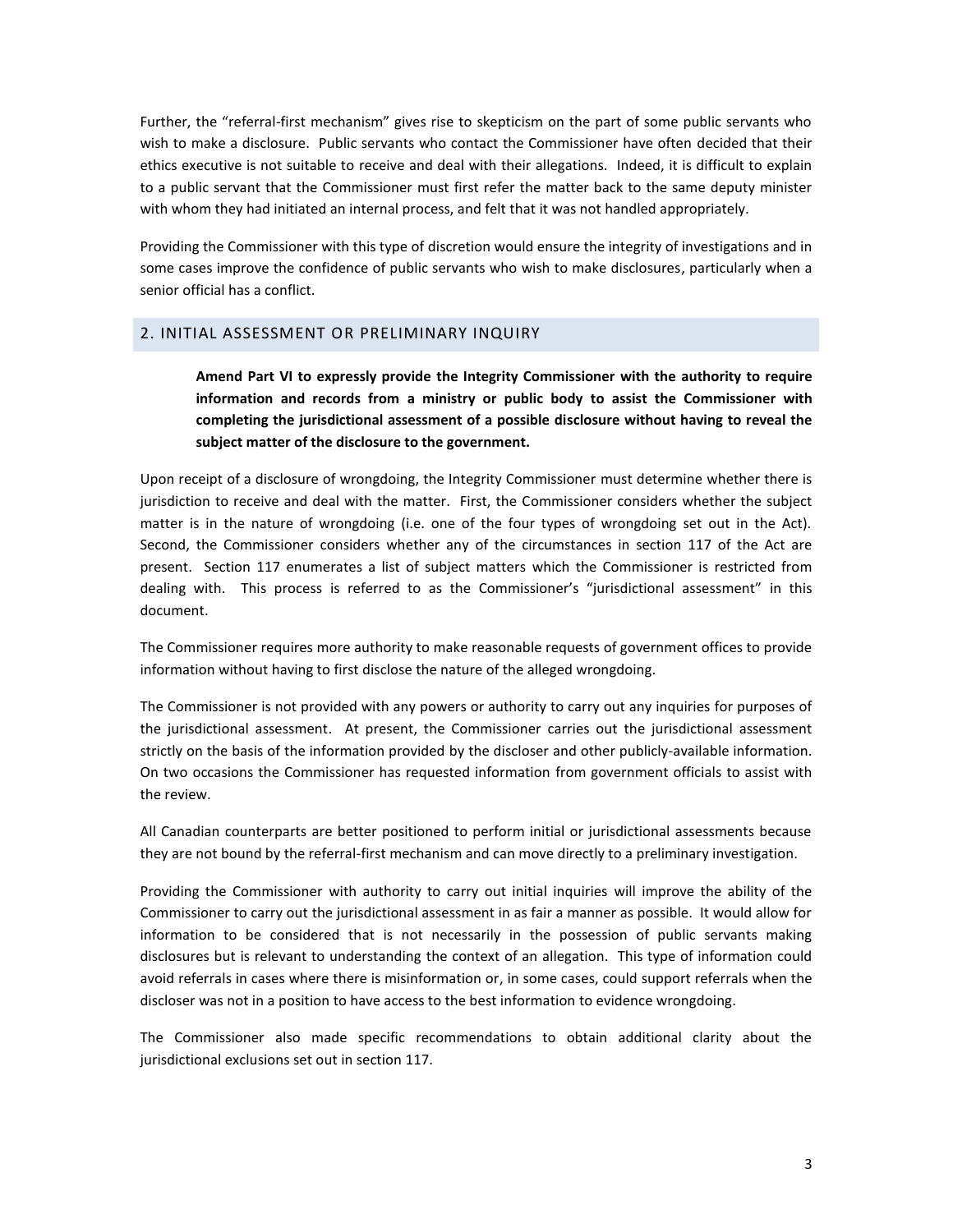Further, the "referral-first mechanism" gives rise to skepticism on the part of some public servants who wish to make a disclosure. Public servants who contact the Commissioner have often decided that their ethics executive is not suitable to receive and deal with their allegations. Indeed, it is difficult to explain to a public servant that the Commissioner must first refer the matter back to the same deputy minister with whom they had initiated an internal process, and felt that it was not handled appropriately.

Providing the Commissioner with this type of discretion would ensure the integrity of investigations and in some cases improve the confidence of public servants who wish to make disclosures, particularly when a senior official has a conflict.

## 2. INITIAL ASSESSMENT OR PRELIMINARY INQUIRY

**Amend Part VI to expressly provide the Integrity Commissioner with the authority to require information and records from a ministry or public body to assist the Commissioner with completing the jurisdictional assessment of a possible disclosure without having to reveal the subject matter of the disclosure to the government.**

Upon receipt of a disclosure of wrongdoing, the Integrity Commissioner must determine whether there is jurisdiction to receive and deal with the matter. First, the Commissioner considers whether the subject matter is in the nature of wrongdoing (i.e. one of the four types of wrongdoing set out in the Act). Second, the Commissioner considers whether any of the circumstances in section 117 of the Act are present. Section 117 enumerates a list of subject matters which the Commissioner is restricted from dealing with. This process is referred to as the Commissioner's "jurisdictional assessment" in this document.

The Commissioner requires more authority to make reasonable requests of government offices to provide information without having to first disclose the nature of the alleged wrongdoing.

The Commissioner is not provided with any powers or authority to carry out any inquiries for purposes of the jurisdictional assessment. At present, the Commissioner carries out the jurisdictional assessment strictly on the basis of the information provided by the discloser and other publicly-available information. On two occasions the Commissioner has requested information from government officials to assist with the review.

All Canadian counterparts are better positioned to perform initial or jurisdictional assessments because they are not bound by the referral-first mechanism and can move directly to a preliminary investigation.

Providing the Commissioner with authority to carry out initial inquiries will improve the ability of the Commissioner to carry out the jurisdictional assessment in as fair a manner as possible. It would allow for information to be considered that is not necessarily in the possession of public servants making disclosures but is relevant to understanding the context of an allegation. This type of information could avoid referrals in cases where there is misinformation or, in some cases, could support referrals when the discloser was not in a position to have access to the best information to evidence wrongdoing.

The Commissioner also made specific recommendations to obtain additional clarity about the jurisdictional exclusions set out in section 117.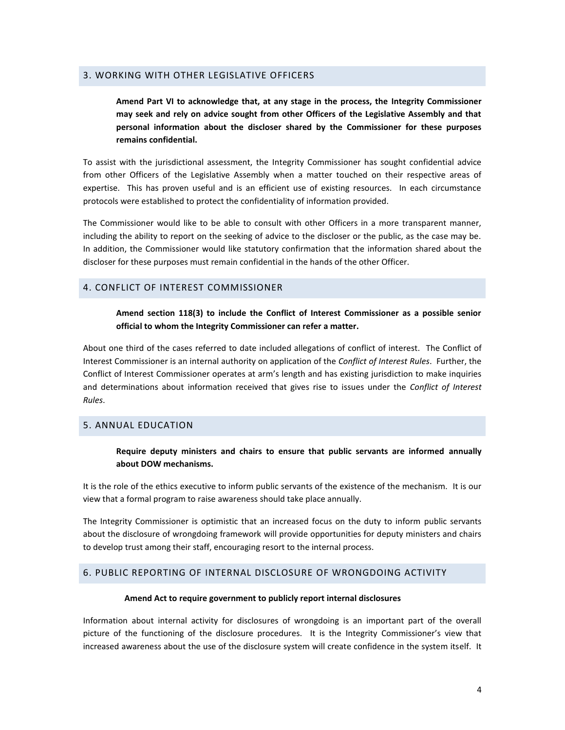## 3. WORKING WITH OTHER LEGISLATIVE OFFICERS

**Amend Part VI to acknowledge that, at any stage in the process, the Integrity Commissioner may seek and rely on advice sought from other Officers of the Legislative Assembly and that personal information about the discloser shared by the Commissioner for these purposes remains confidential.**

To assist with the jurisdictional assessment, the Integrity Commissioner has sought confidential advice from other Officers of the Legislative Assembly when a matter touched on their respective areas of expertise. This has proven useful and is an efficient use of existing resources. In each circumstance protocols were established to protect the confidentiality of information provided.

The Commissioner would like to be able to consult with other Officers in a more transparent manner, including the ability to report on the seeking of advice to the discloser or the public, as the case may be. In addition, the Commissioner would like statutory confirmation that the information shared about the discloser for these purposes must remain confidential in the hands of the other Officer.

## 4. CONFLICT OF INTEREST COMMISSIONER

**Amend section 118(3) to include the Conflict of Interest Commissioner as a possible senior official to whom the Integrity Commissioner can refer a matter.**

About one third of the cases referred to date included allegations of conflict of interest. The Conflict of Interest Commissioner is an internal authority on application of the *Conflict of Interest Rules*. Further, the Conflict of Interest Commissioner operates at arm's length and has existing jurisdiction to make inquiries and determinations about information received that gives rise to issues under the *Conflict of Interest Rules*.

## 5. ANNUAL EDUCATION

**Require deputy ministers and chairs to ensure that public servants are informed annually about DOW mechanisms.**

It is the role of the ethics executive to inform public servants of the existence of the mechanism. It is our view that a formal program to raise awareness should take place annually.

The Integrity Commissioner is optimistic that an increased focus on the duty to inform public servants about the disclosure of wrongdoing framework will provide opportunities for deputy ministers and chairs to develop trust among their staff, encouraging resort to the internal process.

## 6. PUBLIC REPORTING OF INTERNAL DISCLOSURE OF WRONGDOING ACTIVITY

**Amend Act to require government to publicly report internal disclosures**

Information about internal activity for disclosures of wrongdoing is an important part of the overall picture of the functioning of the disclosure procedures. It is the Integrity Commissioner's view that increased awareness about the use of the disclosure system will create confidence in the system itself. It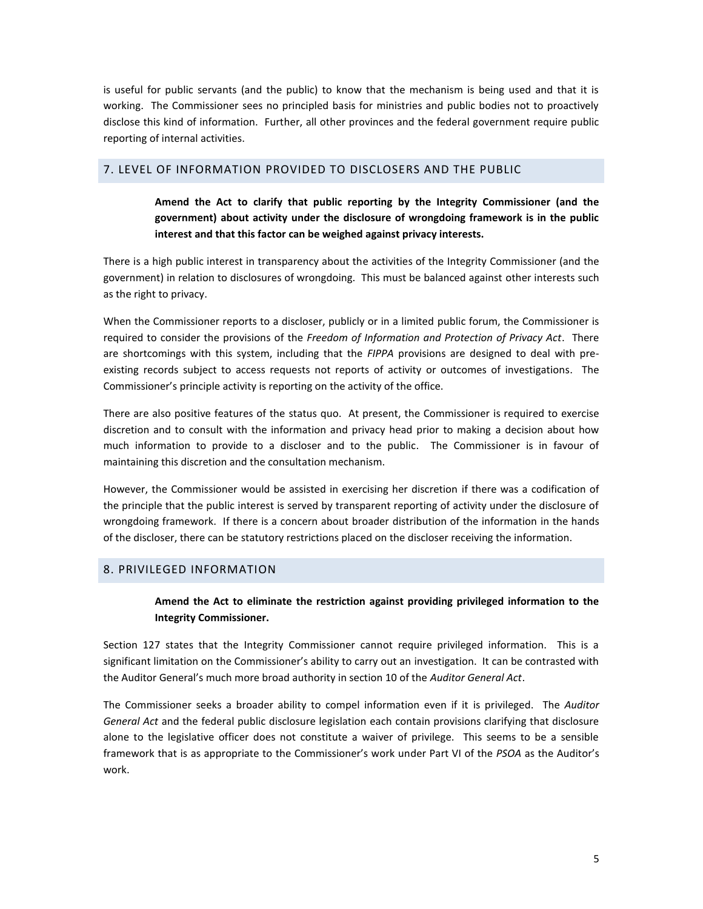is useful for public servants (and the public) to know that the mechanism is being used and that it is working. The Commissioner sees no principled basis for ministries and public bodies not to proactively disclose this kind of information. Further, all other provinces and the federal government require public reporting of internal activities.

## 7. LEVEL OF INFORMATION PROVIDED TO DISCLOSERS AND THE PUBLIC

> **Amend the Act to clarify that public reporting by the Integrity Commissioner (and the government) about activity under the disclosure of wrongdoing framework is in the public interest and that this factor can be weighed against privacy interests.**

There is a high public interest in transparency about the activities of the Integrity Commissioner (and the government) in relation to disclosures of wrongdoing. This must be balanced against other interests such as the right to privacy.

When the Commissioner reports to a discloser, publicly or in a limited public forum, the Commissioner is required to consider the provisions of the *Freedom of Information and Protection of Privacy Act*. There are shortcomings with this system, including that the *FIPPA* provisions are designed to deal with pre-existing records subject to access requests not reports of activity or outcomes of investigations. The Commissioner's principle activity is reporting on the activity of the office.

There are also positive features of the status quo. At present, the Commissioner is required to exercise discretion and to consult with the information and privacy head prior to making a decision about how much information to provide to a discloser and to the public. The Commissioner is in favour of maintaining this discretion and the consultation mechanism.

However, the Commissioner would be assisted in exercising her discretion if there was a codification of the principle that the public interest is served by transparent reporting of activity under the disclosure of wrongdoing framework. If there is a concern about broader distribution of the information in the hands of the discloser, there can be statutory restrictions placed on the discloser receiving the information.

## 8. PRIVILEGED INFORMATION

> **Amend the Act to eliminate the restriction against providing privileged information to the Integrity Commissioner.**

Section 127 states that the Integrity Commissioner cannot require privileged information. This is a significant limitation on the Commissioner's ability to carry out an investigation. It can be contrasted with the Auditor General's much more broad authority in section 10 of the *Auditor General Act*.

The Commissioner seeks a broader ability to compel information even if it is privileged. The *Auditor General Act* and the federal public disclosure legislation each contain provisions clarifying that disclosure alone to the legislative officer does not constitute a waiver of privilege. This seems to be a sensible framework that is as appropriate to the Commissioner's work under Part VI of the *PSOA* as the Auditor's work.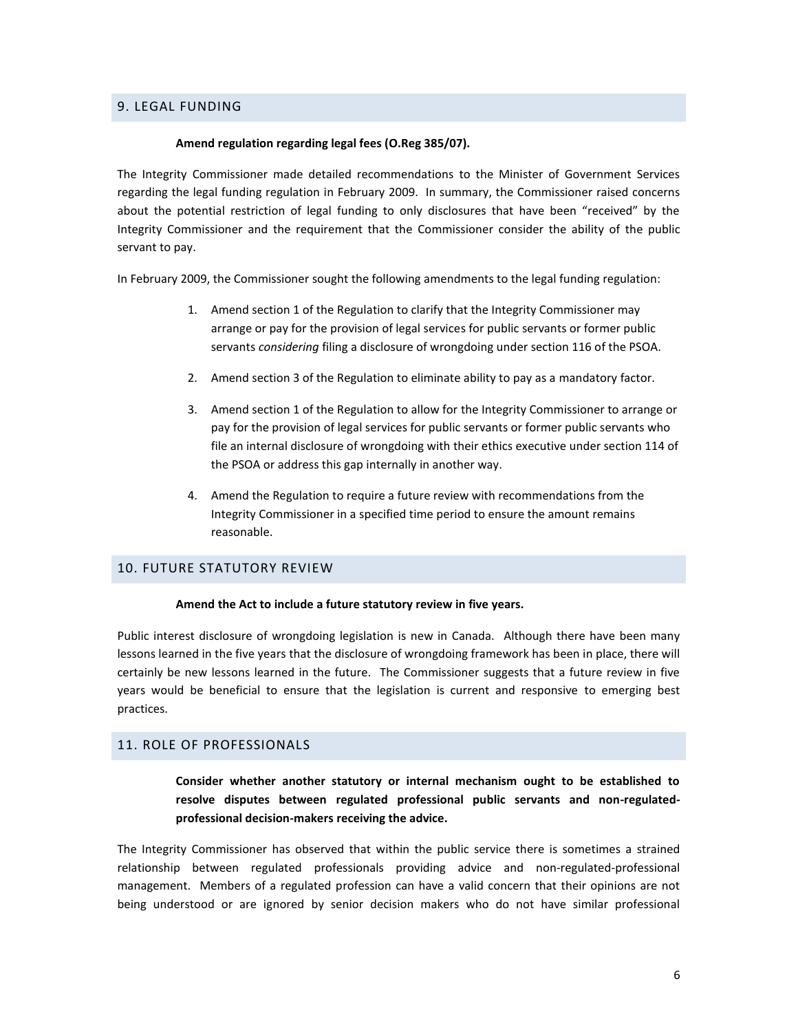## 9. LEGAL FUNDING

**Amend regulation regarding legal fees (O.Reg 385/07).**

The Integrity Commissioner made detailed recommendations to the Minister of Government Services regarding the legal funding regulation in February 2009. In summary, the Commissioner raised concerns about the potential restriction of legal funding to only disclosures that have been "received" by the Integrity Commissioner and the requirement that the Commissioner consider the ability of the public servant to pay.

In February 2009, the Commissioner sought the following amendments to the legal funding regulation:

1. Amend section 1 of the Regulation to clarify that the Integrity Commissioner may arrange or pay for the provision of legal services for public servants or former public servants *considering* filing a disclosure of wrongdoing under section 116 of the PSOA.
2. Amend section 3 of the Regulation to eliminate ability to pay as a mandatory factor.
3. Amend section 1 of the Regulation to allow for the Integrity Commissioner to arrange or pay for the provision of legal services for public servants or former public servants who file an internal disclosure of wrongdoing with their ethics executive under section 114 of the PSOA or address this gap internally in another way.
4. Amend the Regulation to require a future review with recommendations from the Integrity Commissioner in a specified time period to ensure the amount remains reasonable.

## 10. FUTURE STATUTORY REVIEW

**Amend the Act to include a future statutory review in five years.**

Public interest disclosure of wrongdoing legislation is new in Canada. Although there have been many lessons learned in the five years that the disclosure of wrongdoing framework has been in place, there will certainly be new lessons learned in the future. The Commissioner suggests that a future review in five years would be beneficial to ensure that the legislation is current and responsive to emerging best practices.

## 11. ROLE OF PROFESSIONALS

**Consider whether another statutory or internal mechanism ought to be established to resolve disputes between regulated professional public servants and non-regulated-professional decision-makers receiving the advice.**

The Integrity Commissioner has observed that within the public service there is sometimes a strained relationship between regulated professionals providing advice and non-regulated-professional management. Members of a regulated profession can have a valid concern that their opinions are not being understood or are ignored by senior decision makers who do not have similar professional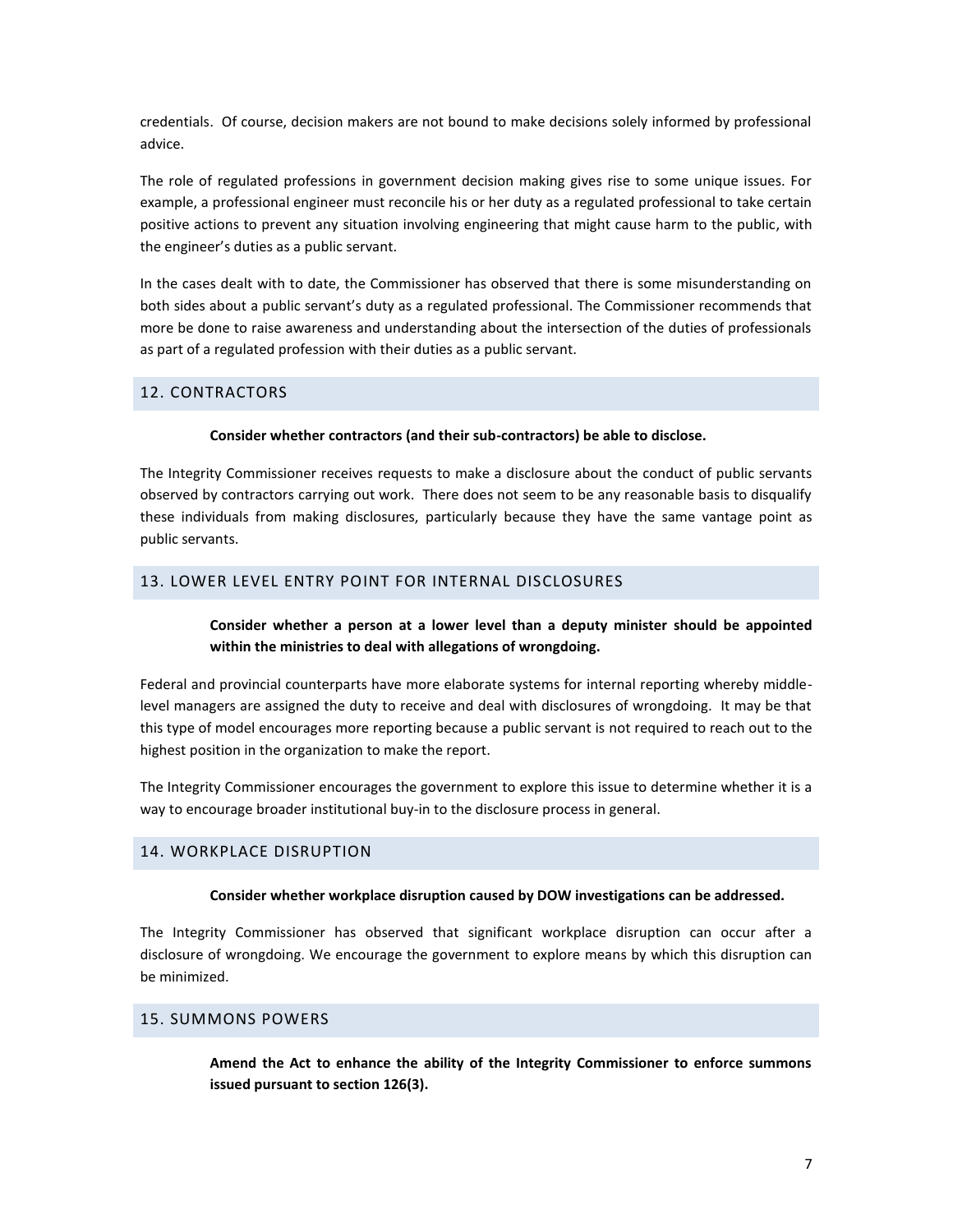credentials. Of course, decision makers are not bound to make decisions solely informed by professional advice.

The role of regulated professions in government decision making gives rise to some unique issues. For example, a professional engineer must reconcile his or her duty as a regulated professional to take certain positive actions to prevent any situation involving engineering that might cause harm to the public, with the engineer's duties as a public servant.

In the cases dealt with to date, the Commissioner has observed that there is some misunderstanding on both sides about a public servant's duty as a regulated professional. The Commissioner recommends that more be done to raise awareness and understanding about the intersection of the duties of professionals as part of a regulated profession with their duties as a public servant.

## 12. CONTRACTORS

**Consider whether contractors (and their sub-contractors) be able to disclose.**

The Integrity Commissioner receives requests to make a disclosure about the conduct of public servants observed by contractors carrying out work. There does not seem to be any reasonable basis to disqualify these individuals from making disclosures, particularly because they have the same vantage point as public servants.

## 13. LOWER LEVEL ENTRY POINT FOR INTERNAL DISCLOSURES

**Consider whether a person at a lower level than a deputy minister should be appointed within the ministries to deal with allegations of wrongdoing.**

Federal and provincial counterparts have more elaborate systems for internal reporting whereby middle-level managers are assigned the duty to receive and deal with disclosures of wrongdoing. It may be that this type of model encourages more reporting because a public servant is not required to reach out to the highest position in the organization to make the report.

The Integrity Commissioner encourages the government to explore this issue to determine whether it is a way to encourage broader institutional buy-in to the disclosure process in general.

## 14. WORKPLACE DISRUPTION

**Consider whether workplace disruption caused by DOW investigations can be addressed.**

The Integrity Commissioner has observed that significant workplace disruption can occur after a disclosure of wrongdoing. We encourage the government to explore means by which this disruption can be minimized.

## 15. SUMMONS POWERS

**Amend the Act to enhance the ability of the Integrity Commissioner to enforce summons issued pursuant to section 126(3).**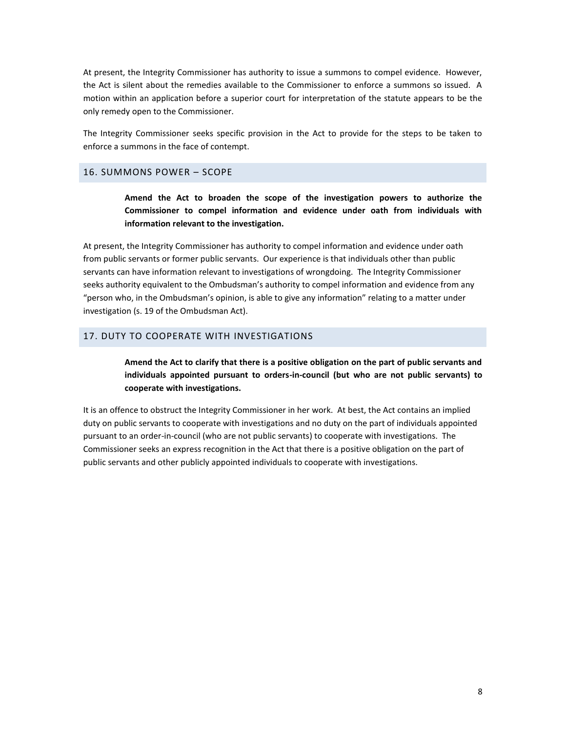At present, the Integrity Commissioner has authority to issue a summons to compel evidence. However, the Act is silent about the remedies available to the Commissioner to enforce a summons so issued. A motion within an application before a superior court for interpretation of the statute appears to be the only remedy open to the Commissioner.

The Integrity Commissioner seeks specific provision in the Act to provide for the steps to be taken to enforce a summons in the face of contempt.

## 16. SUMMONS POWER – SCOPE

**Amend the Act to broaden the scope of the investigation powers to authorize the Commissioner to compel information and evidence under oath from individuals with information relevant to the investigation.**

At present, the Integrity Commissioner has authority to compel information and evidence under oath from public servants or former public servants. Our experience is that individuals other than public servants can have information relevant to investigations of wrongdoing. The Integrity Commissioner seeks authority equivalent to the Ombudsman's authority to compel information and evidence from any "person who, in the Ombudsman's opinion, is able to give any information" relating to a matter under investigation (s. 19 of the Ombudsman Act).

## 17. DUTY TO COOPERATE WITH INVESTIGATIONS

**Amend the Act to clarify that there is a positive obligation on the part of public servants and individuals appointed pursuant to orders-in-council (but who are not public servants) to cooperate with investigations.**

It is an offence to obstruct the Integrity Commissioner in her work. At best, the Act contains an implied duty on public servants to cooperate with investigations and no duty on the part of individuals appointed pursuant to an order-in-council (who are not public servants) to cooperate with investigations. The Commissioner seeks an express recognition in the Act that there is a positive obligation on the part of public servants and other publicly appointed individuals to cooperate with investigations.